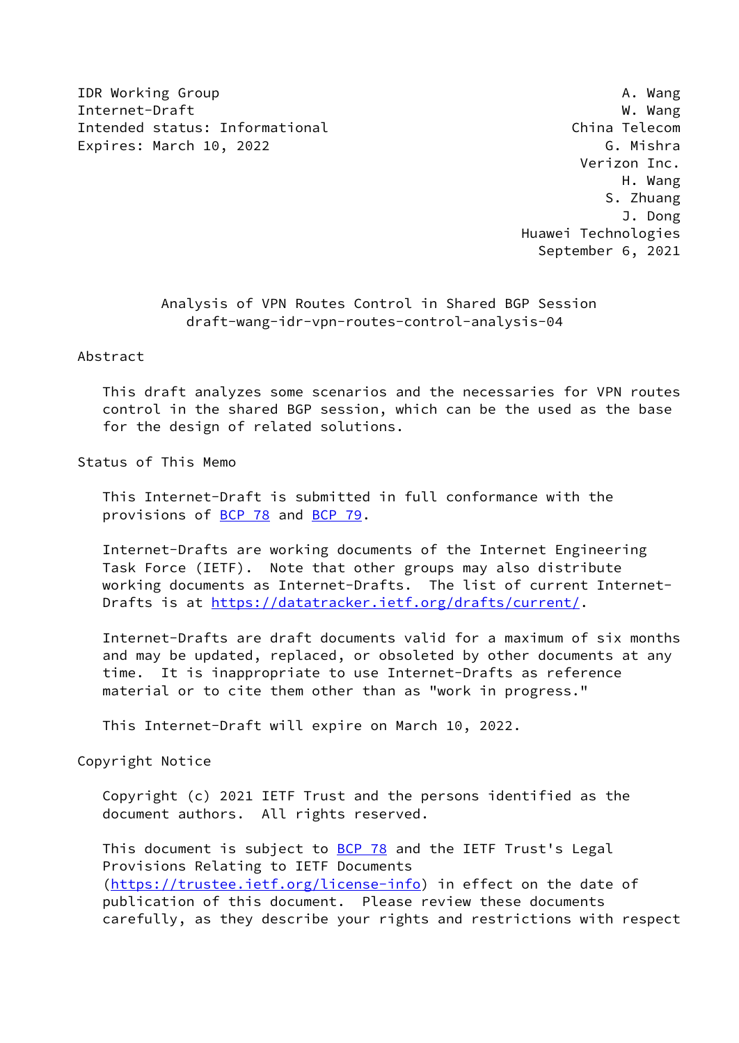IDR Working Group A. Wang
Internet-Draft W. Wang
Intended status: Informational China Telecom
Expires: March 10, 2022 G. Mishra
Verizon Inc.
H. Wang
S. Zhuang
J. Dong
Huawei Technologies
September 6, 2021

# Analysis of VPN Routes Control in Shared BGP Session
## draft-wang-idr-vpn-routes-control-analysis-04

## Abstract

This draft analyzes some scenarios and the necessaries for VPN routes control in the shared BGP session, which can be the used as the base for the design of related solutions.

## Status of This Memo

This Internet-Draft is submitted in full conformance with the provisions of BCP 78 and BCP 79.

Internet-Drafts are working documents of the Internet Engineering Task Force (IETF). Note that other groups may also distribute working documents as Internet-Drafts. The list of current Internet-Drafts is at https://datatracker.ietf.org/drafts/current/.

Internet-Drafts are draft documents valid for a maximum of six months and may be updated, replaced, or obsoleted by other documents at any time. It is inappropriate to use Internet-Drafts as reference material or to cite them other than as "work in progress."

This Internet-Draft will expire on March 10, 2022.

## Copyright Notice

Copyright (c) 2021 IETF Trust and the persons identified as the document authors. All rights reserved.

This document is subject to BCP 78 and the IETF Trust's Legal Provisions Relating to IETF Documents (https://trustee.ietf.org/license-info) in effect on the date of publication of this document. Please review these documents carefully, as they describe your rights and restrictions with respect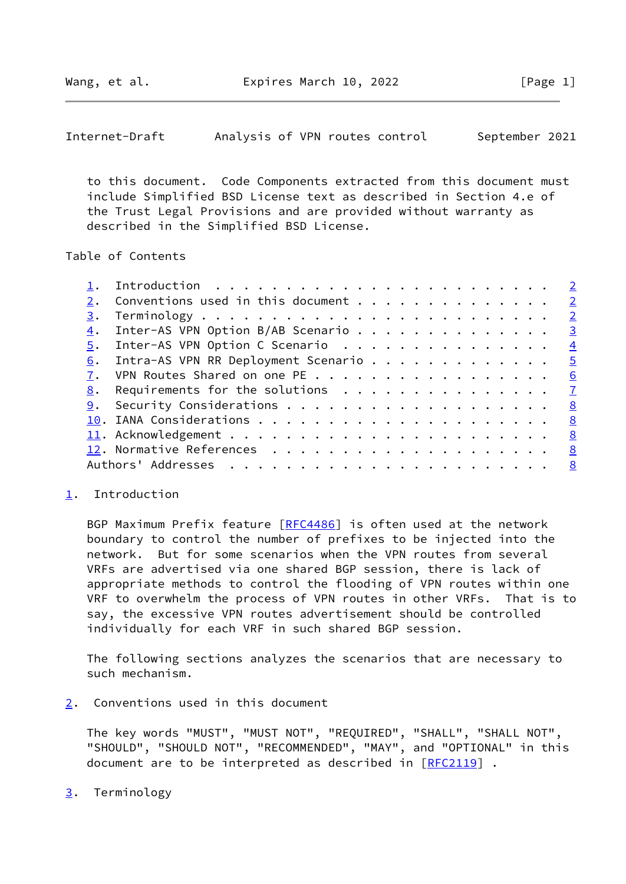to this document. Code Components extracted from this document must include Simplified BSD License text as described in Section 4.e of the Trust Legal Provisions and are provided without warranty as described in the Simplified BSD License.

Table of Contents

1. Introduction . . . . . . . . . . . . . . . . . . . . . . . . 2
2. Conventions used in this document . . . . . . . . . . . . . . 2
3. Terminology . . . . . . . . . . . . . . . . . . . . . . . . . 2
4. Inter-AS VPN Option B/AB Scenario . . . . . . . . . . . . . . 3
5. Inter-AS VPN Option C Scenario . . . . . . . . . . . . . . . 4
6. Intra-AS VPN RR Deployment Scenario . . . . . . . . . . . . . 5
7. VPN Routes Shared on one PE . . . . . . . . . . . . . . . . . 6
8. Requirements for the solutions . . . . . . . . . . . . . . . 7
9. Security Considerations . . . . . . . . . . . . . . . . . . . 8
10. IANA Considerations . . . . . . . . . . . . . . . . . . . . . 8
11. Acknowledgement . . . . . . . . . . . . . . . . . . . . . . . 8
12. Normative References . . . . . . . . . . . . . . . . . . . . 8
Authors' Addresses . . . . . . . . . . . . . . . . . . . . . . . 8

## 1. Introduction

BGP Maximum Prefix feature [RFC4486] is often used at the network boundary to control the number of prefixes to be injected into the network. But for some scenarios when the VPN routes from several VRFs are advertised via one shared BGP session, there is lack of appropriate methods to control the flooding of VPN routes within one VRF to overwhelm the process of VPN routes in other VRFs. That is to say, the excessive VPN routes advertisement should be controlled individually for each VRF in such shared BGP session.

The following sections analyzes the scenarios that are necessary to such mechanism.

## 2. Conventions used in this document

The key words "MUST", "MUST NOT", "REQUIRED", "SHALL", "SHALL NOT", "SHOULD", "SHOULD NOT", "RECOMMENDED", "MAY", and "OPTIONAL" in this document are to be interpreted as described in [RFC2119] .

## 3. Terminology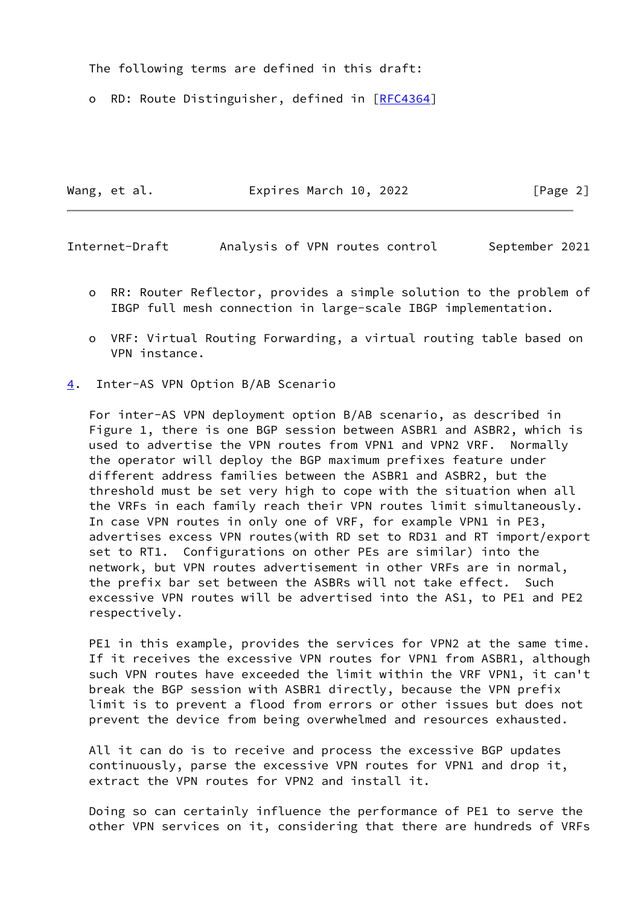The following terms are defined in this draft:

- RD: Route Distinguisher, defined in [RFC4364]

- RR: Router Reflector, provides a simple solution to the problem of IBGP full mesh connection in large-scale IBGP implementation.

- VRF: Virtual Routing Forwarding, a virtual routing table based on VPN instance.

## 4. Inter-AS VPN Option B/AB Scenario

For inter-AS VPN deployment option B/AB scenario, as described in Figure 1, there is one BGP session between ASBR1 and ASBR2, which is used to advertise the VPN routes from VPN1 and VPN2 VRF. Normally the operator will deploy the BGP maximum prefixes feature under different address families between the ASBR1 and ASBR2, but the threshold must be set very high to cope with the situation when all the VRFs in each family reach their VPN routes limit simultaneously. In case VPN routes in only one of VRF, for example VPN1 in PE3, advertises excess VPN routes(with RD set to RD31 and RT import/export set to RT1. Configurations on other PEs are similar) into the network, but VPN routes advertisement in other VRFs are in normal, the prefix bar set between the ASBRs will not take effect. Such excessive VPN routes will be advertised into the AS1, to PE1 and PE2 respectively.

PE1 in this example, provides the services for VPN2 at the same time. If it receives the excessive VPN routes for VPN1 from ASBR1, although such VPN routes have exceeded the limit within the VRF VPN1, it can't break the BGP session with ASBR1 directly, because the VPN prefix limit is to prevent a flood from errors or other issues but does not prevent the device from being overwhelmed and resources exhausted.

All it can do is to receive and process the excessive BGP updates continuously, parse the excessive VPN routes for VPN1 and drop it, extract the VPN routes for VPN2 and install it.

Doing so can certainly influence the performance of PE1 to serve the other VPN services on it, considering that there are hundreds of VRFs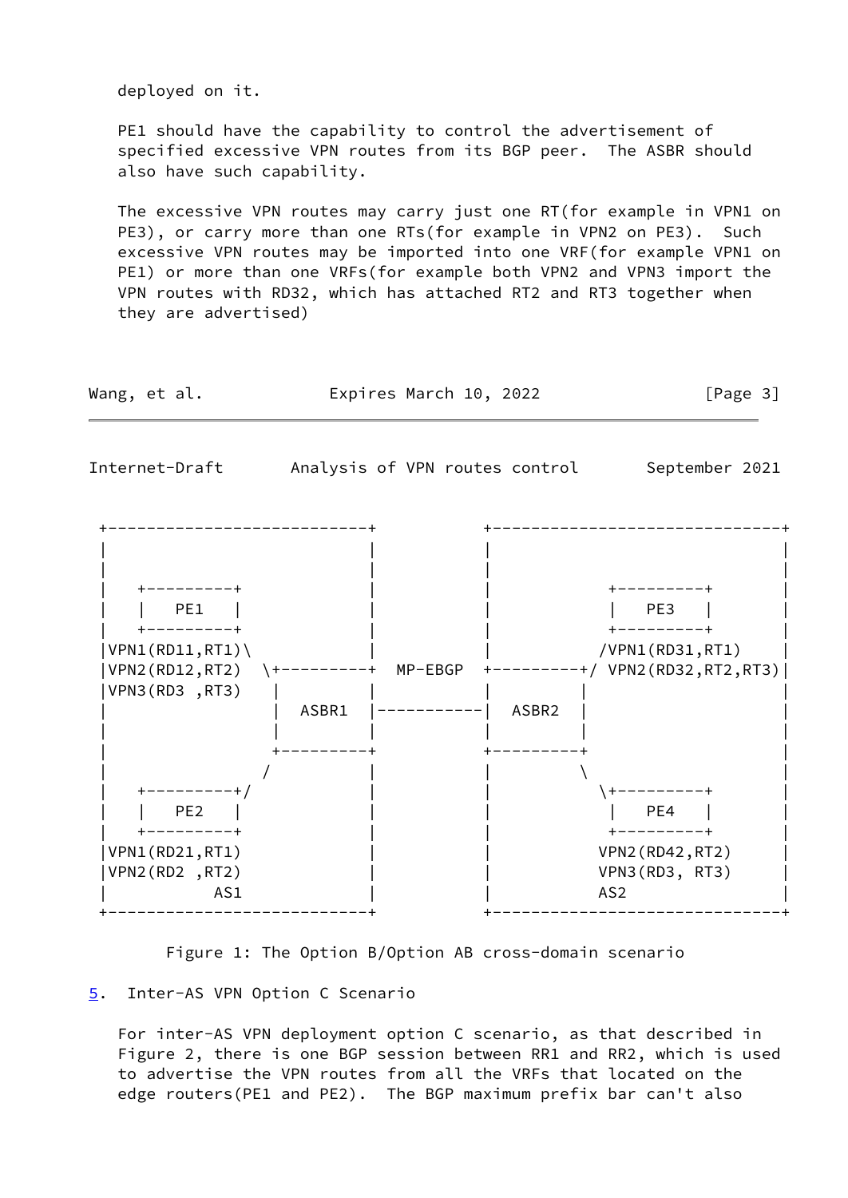deployed on it.

PE1 should have the capability to control the advertisement of specified excessive VPN routes from its BGP peer. The ASBR should also have such capability.

The excessive VPN routes may carry just one RT(for example in VPN1 on PE3), or carry more than one RTs(for example in VPN2 on PE3). Such excessive VPN routes may be imported into one VRF(for example VPN1 on PE1) or more than one VRFs(for example both VPN2 and VPN3 import the VPN routes with RD32, which has attached RT2 and RT3 together when they are advertised)

```
 +---------------------------+          +------------------------------+
 |                           |          |                              |
 |                           |          |                              |
 |   +---------+             |          |            +---------+       |
 |   |  PE1    |             |          |            |  PE3    |       |
 |   +---------+             |          |            +---------+       |
 |VPN1(RD11,RT1)\            |          |           /VPN1(RD31,RT1)    |
 |VPN2(RD12,RT2)  \+---------+  MP-EBGP +---------+/ VPN2(RD32,RT2,RT3)|
 |VPN3(RD3 ,RT3)   |         |          |         |                    |
 |                 |  ASBR1  |----------|  ASBR2  |                    |
 |                 |         |          |         |                    |
 |                 +---------+          +---------+                    |
 |                /          |          |         \                    |
 |   +---------+/            |          |          \+---------+        |
 |   |  PE2    |             |          |           |  PE4    |        |
 |   +---------+             |          |           +---------+        |
 |VPN1(RD21,RT1)             |          |          VPN2(RD42,RT2)      |
 |VPN2(RD2 ,RT2)             |          |          VPN3(RD3, RT3)      |
 |          AS1              |          |          AS2                 |
 +---------------------------+          +------------------------------+
```

Figure 1: The Option B/Option AB cross-domain scenario

## 5. Inter-AS VPN Option C Scenario

For inter-AS VPN deployment option C scenario, as that described in Figure 2, there is one BGP session between RR1 and RR2, which is used to advertise the VPN routes from all the VRFs that located on the edge routers(PE1 and PE2). The BGP maximum prefix bar can't also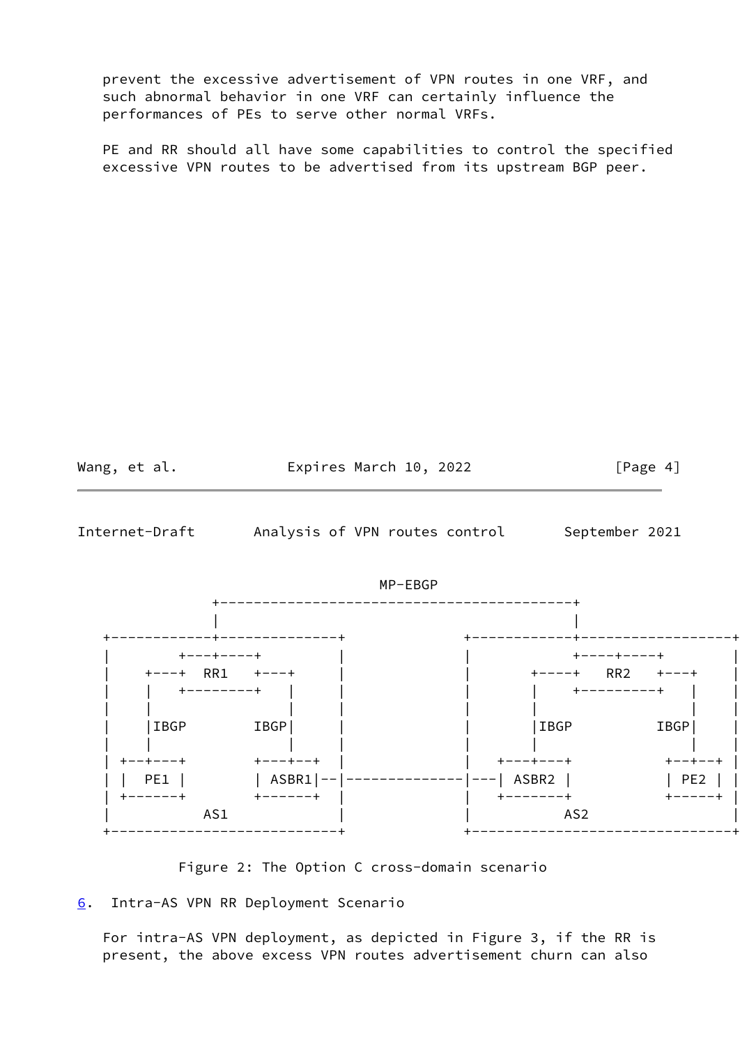prevent the excessive advertisement of VPN routes in one VRF, and such abnormal behavior in one VRF can certainly influence the performances of PEs to serve other normal VRFs.

PE and RR should all have some capabilities to control the specified excessive VPN routes to be advertised from its upstream BGP peer.

```
                                      MP-EBGP
              +-------------------------------------------+
              |                                           |
+-------------+--------------+          +-----------------+-----------------+
|        +---+-----+         |          |         +----+----+               |
|    +---+  RR1    +---+     |          |     +----+   RR2   +---+          |
|    |   +---------+   |     |          |     |    +---------+   |          |
|    |                 |     |          |     |                  |          |
|    |IBGP         IBGP|     |          |     |IBGP          IBGP|          |
|    |                 |     |          |     |                  |          |
| +--+---+         +---+--+  |          |  +--+-----+        +--+--+        |
| |  PE1 |         | ASBR1|--|----------|--| ASBR2  |        | PE2 |        |
| +------+         +------+  |          |  +--------+        +-----+        |
|            AS1             |          |              AS2                  |
+----------------------------+          +-----------------------------------+
```

Figure 2: The Option C cross-domain scenario

## 6. Intra-AS VPN RR Deployment Scenario

For intra-AS VPN deployment, as depicted in Figure 3, if the RR is present, the above excess VPN routes advertisement churn can also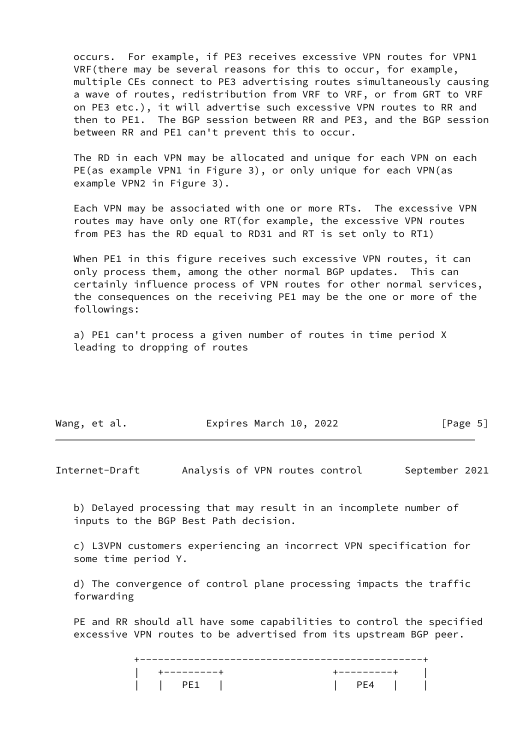occurs. For example, if PE3 receives excessive VPN routes for VPN1 VRF(there may be several reasons for this to occur, for example, multiple CEs connect to PE3 advertising routes simultaneously causing a wave of routes, redistribution from VRF to VRF, or from GRT to VRF on PE3 etc.), it will advertise such excessive VPN routes to RR and then to PE1. The BGP session between RR and PE3, and the BGP session between RR and PE1 can't prevent this to occur.

The RD in each VPN may be allocated and unique for each VPN on each PE(as example VPN1 in Figure 3), or only unique for each VPN(as example VPN2 in Figure 3).

Each VPN may be associated with one or more RTs. The excessive VPN routes may have only one RT(for example, the excessive VPN routes from PE3 has the RD equal to RD31 and RT is set only to RT1)

When PE1 in this figure receives such excessive VPN routes, it can only process them, among the other normal BGP updates. This can certainly influence process of VPN routes for other normal services, the consequences on the receiving PE1 may be the one or more of the followings:

a) PE1 can't process a given number of routes in time period X leading to dropping of routes

b) Delayed processing that may result in an incomplete number of inputs to the BGP Best Path decision.

c) L3VPN customers experiencing an incorrect VPN specification for some time period Y.

d) The convergence of control plane processing impacts the traffic forwarding

PE and RR should all have some capabilities to control the specified excessive VPN routes to be advertised from its upstream BGP peer.

```
          +---------------------------------------------+
          |   +---------+                 +---------+    |
          |   |   PE1   |                 |   PE4   |    |
```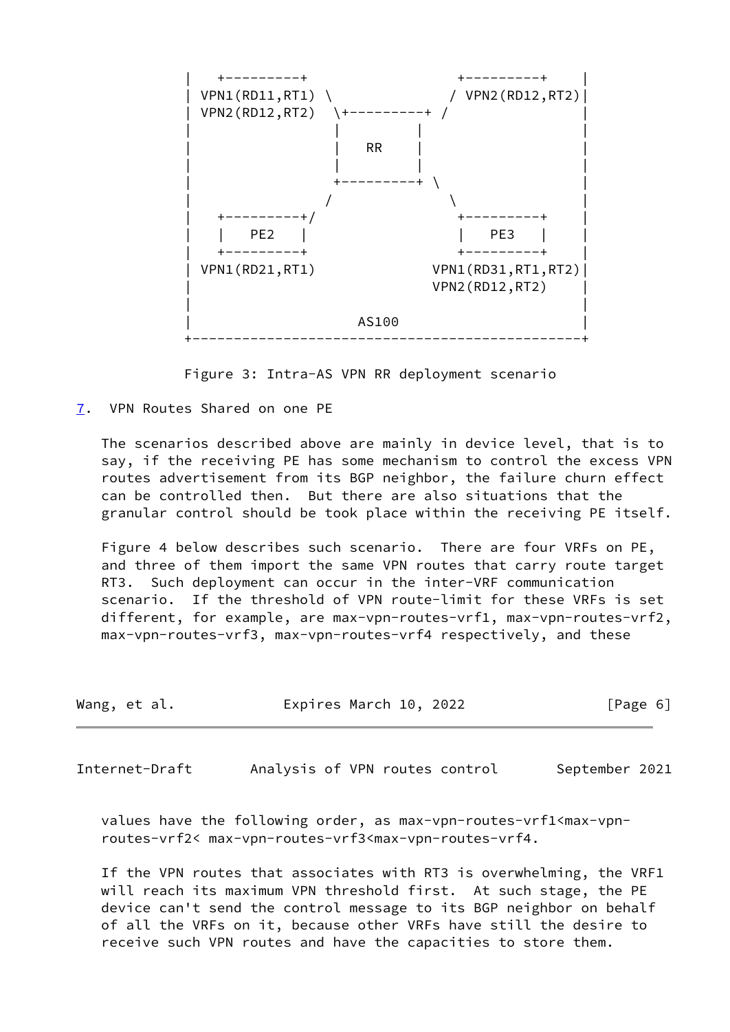```
|   +---------+                  +---------+    |
| VPN1(RD11,RT1) \              / VPN2(RD12,RT2)|
| VPN2(RD12,RT2)  \+---------+ /                |
|                  |         |                  |
|                  |   RR    |                  |
|                  |         |                  |
|                  +---------+ \                |
|                 /             \               |
|   +---------+/                  +---------+   |
|   |   PE2   |                  |   PE3   |    |
|   +---------+                  +---------+    |
| VPN1(RD21,RT1)              VPN1(RD31,RT1,RT2)|
|                             VPN2(RD12,RT2)    |
|                                               |
|                     AS100                     |
+-----------------------------------------------+
```

Figure 3: Intra-AS VPN RR deployment scenario

## 7. VPN Routes Shared on one PE

The scenarios described above are mainly in device level, that is to say, if the receiving PE has some mechanism to control the excess VPN routes advertisement from its BGP neighbor, the failure churn effect can be controlled then. But there are also situations that the granular control should be took place within the receiving PE itself.

Figure 4 below describes such scenario. There are four VRFs on PE, and three of them import the same VPN routes that carry route target RT3. Such deployment can occur in the inter-VRF communication scenario. If the threshold of VPN route-limit for these VRFs is set different, for example, are max-vpn-routes-vrf1, max-vpn-routes-vrf2, max-vpn-routes-vrf3, max-vpn-routes-vrf4 respectively, and these values have the following order, as max-vpn-routes-vrf1<max-vpn-routes-vrf2< max-vpn-routes-vrf3<max-vpn-routes-vrf4.

If the VPN routes that associates with RT3 is overwhelming, the VRF1 will reach its maximum VPN threshold first. At such stage, the PE device can't send the control message to its BGP neighbor on behalf of all the VRFs on it, because other VRFs have still the desire to receive such VPN routes and have the capacities to store them.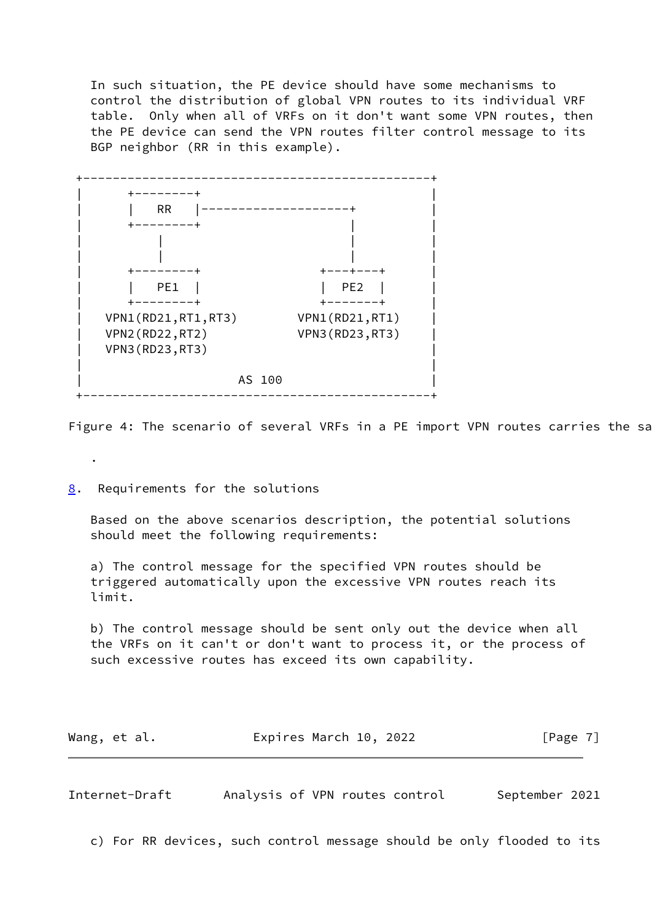In such situation, the PE device should have some mechanisms to control the distribution of global VPN routes to its individual VRF table. Only when all of VRFs on it don't want some VPN routes, then the PE device can send the VPN routes filter control message to its BGP neighbor (RR in this example).

```
+-----------------------------------------------+
|      +--------+                               |
|      |   RR   |--------------------+          |
|      +--------+                    |          |
|          |                         |          |
|          |                         |          |
|      +--------+                +---+---+      |
|      |   PE1  |                |  PE2  |      |
|      +--------+                +-------+      |
|   VPN1(RD21,RT1,RT3)        VPN1(RD21,RT1)    |
|   VPN2(RD22,RT2)            VPN3(RD23,RT3)    |
|   VPN3(RD23,RT3)                              |
|                                               |
|                     AS 100                    |
+-----------------------------------------------+
```

Figure 4: The scenario of several VRFs in a PE import VPN routes carries the sa

.

## 8. Requirements for the solutions

Based on the above scenarios description, the potential solutions should meet the following requirements:

a) The control message for the specified VPN routes should be triggered automatically upon the excessive VPN routes reach its limit.

b) The control message should be sent only out the device when all the VRFs on it can't or don't want to process it, or the process of such excessive routes has exceed its own capability.

c) For RR devices, such control message should be only flooded to its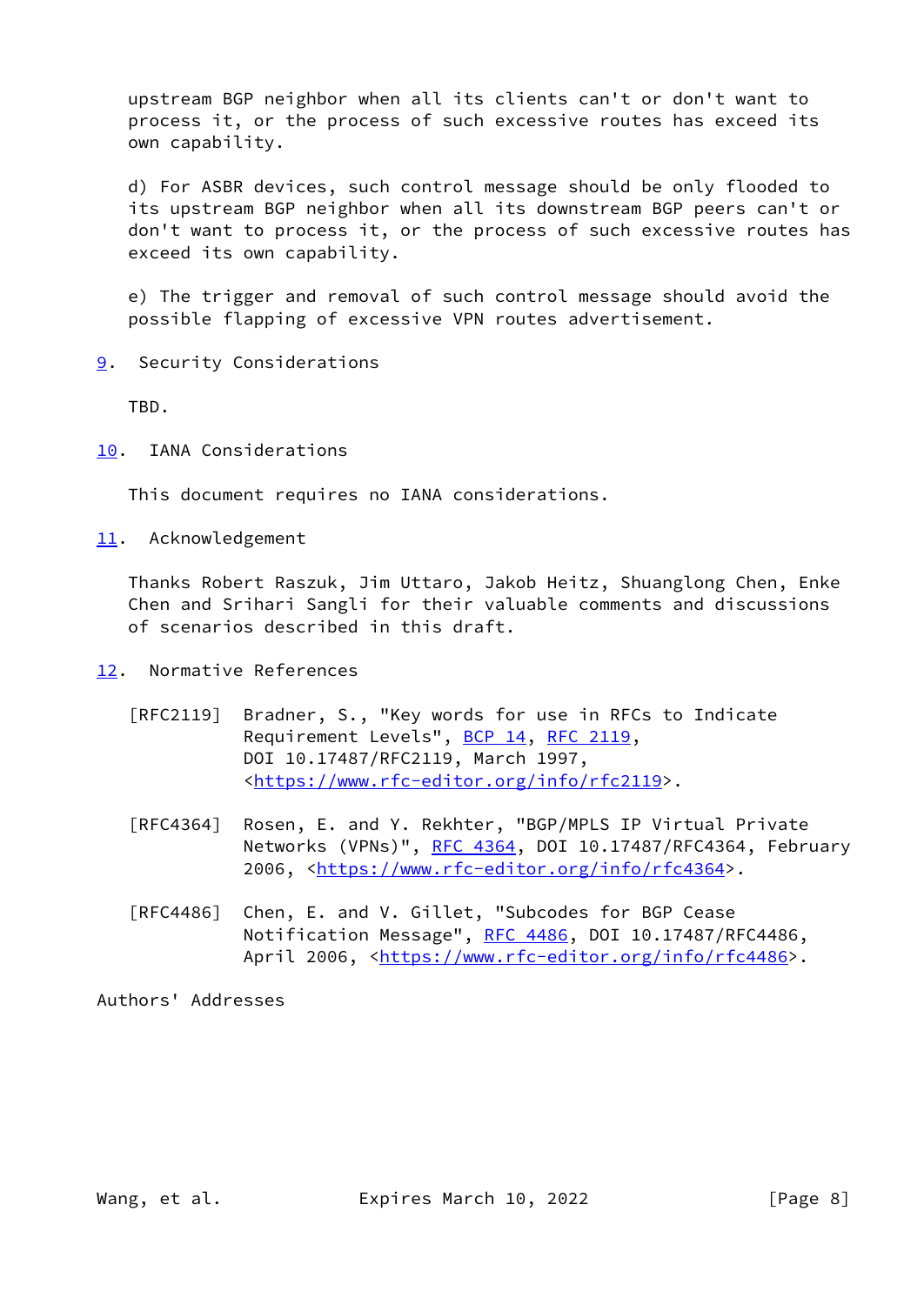upstream BGP neighbor when all its clients can't or don't want to process it, or the process of such excessive routes has exceed its own capability.

d) For ASBR devices, such control message should be only flooded to its upstream BGP neighbor when all its downstream BGP peers can't or don't want to process it, or the process of such excessive routes has exceed its own capability.

e) The trigger and removal of such control message should avoid the possible flapping of excessive VPN routes advertisement.

## 9. Security Considerations

TBD.

## 10. IANA Considerations

This document requires no IANA considerations.

## 11. Acknowledgement

Thanks Robert Raszuk, Jim Uttaro, Jakob Heitz, Shuanglong Chen, Enke Chen and Srihari Sangli for their valuable comments and discussions of scenarios described in this draft.

## 12. Normative References

[RFC2119] Bradner, S., "Key words for use in RFCs to Indicate Requirement Levels", BCP 14, RFC 2119, DOI 10.17487/RFC2119, March 1997, <https://www.rfc-editor.org/info/rfc2119>.

[RFC4364] Rosen, E. and Y. Rekhter, "BGP/MPLS IP Virtual Private Networks (VPNs)", RFC 4364, DOI 10.17487/RFC4364, February 2006, <https://www.rfc-editor.org/info/rfc4364>.

[RFC4486] Chen, E. and V. Gillet, "Subcodes for BGP Cease Notification Message", RFC 4486, DOI 10.17487/RFC4486, April 2006, <https://www.rfc-editor.org/info/rfc4486>.

Authors' Addresses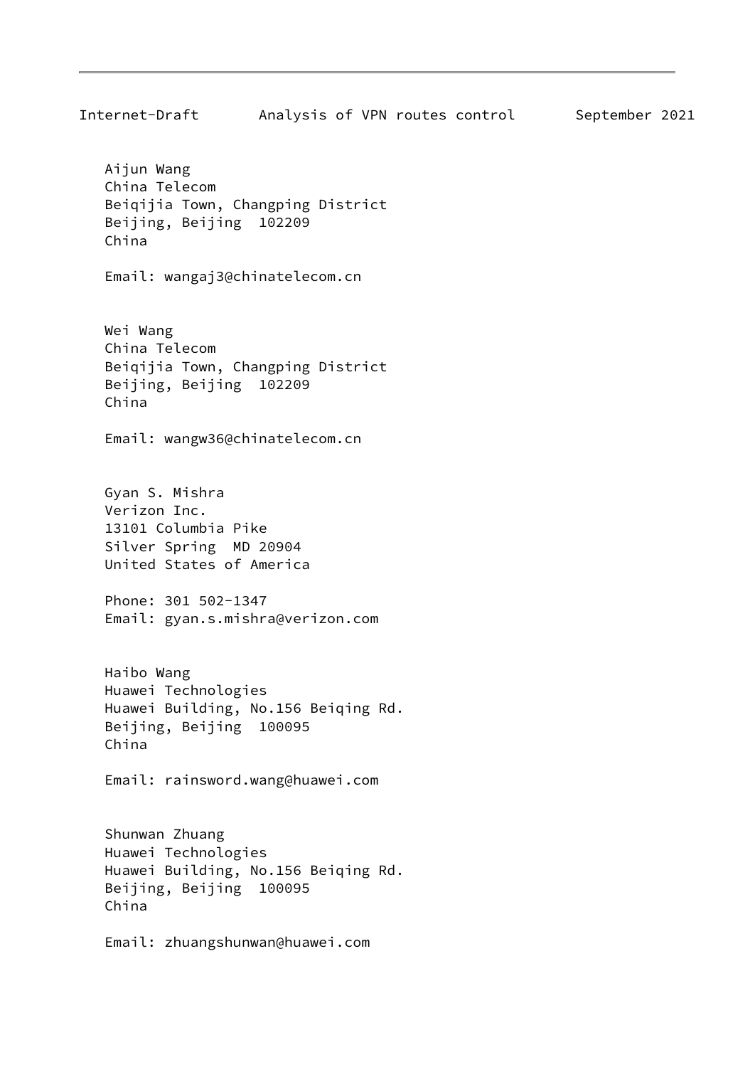Aijun Wang
China Telecom
Beiqijia Town, Changping District
Beijing, Beijing  102209
China

Email: wangaj3@chinatelecom.cn

Wei Wang
China Telecom
Beiqijia Town, Changping District
Beijing, Beijing  102209
China

Email: wangw36@chinatelecom.cn

Gyan S. Mishra
Verizon Inc.
13101 Columbia Pike
Silver Spring  MD 20904
United States of America

Phone: 301 502-1347
Email: gyan.s.mishra@verizon.com

Haibo Wang
Huawei Technologies
Huawei Building, No.156 Beiqing Rd.
Beijing, Beijing  100095
China

Email: rainsword.wang@huawei.com

Shunwan Zhuang
Huawei Technologies
Huawei Building, No.156 Beiqing Rd.
Beijing, Beijing  100095
China

Email: zhuangshunwan@huawei.com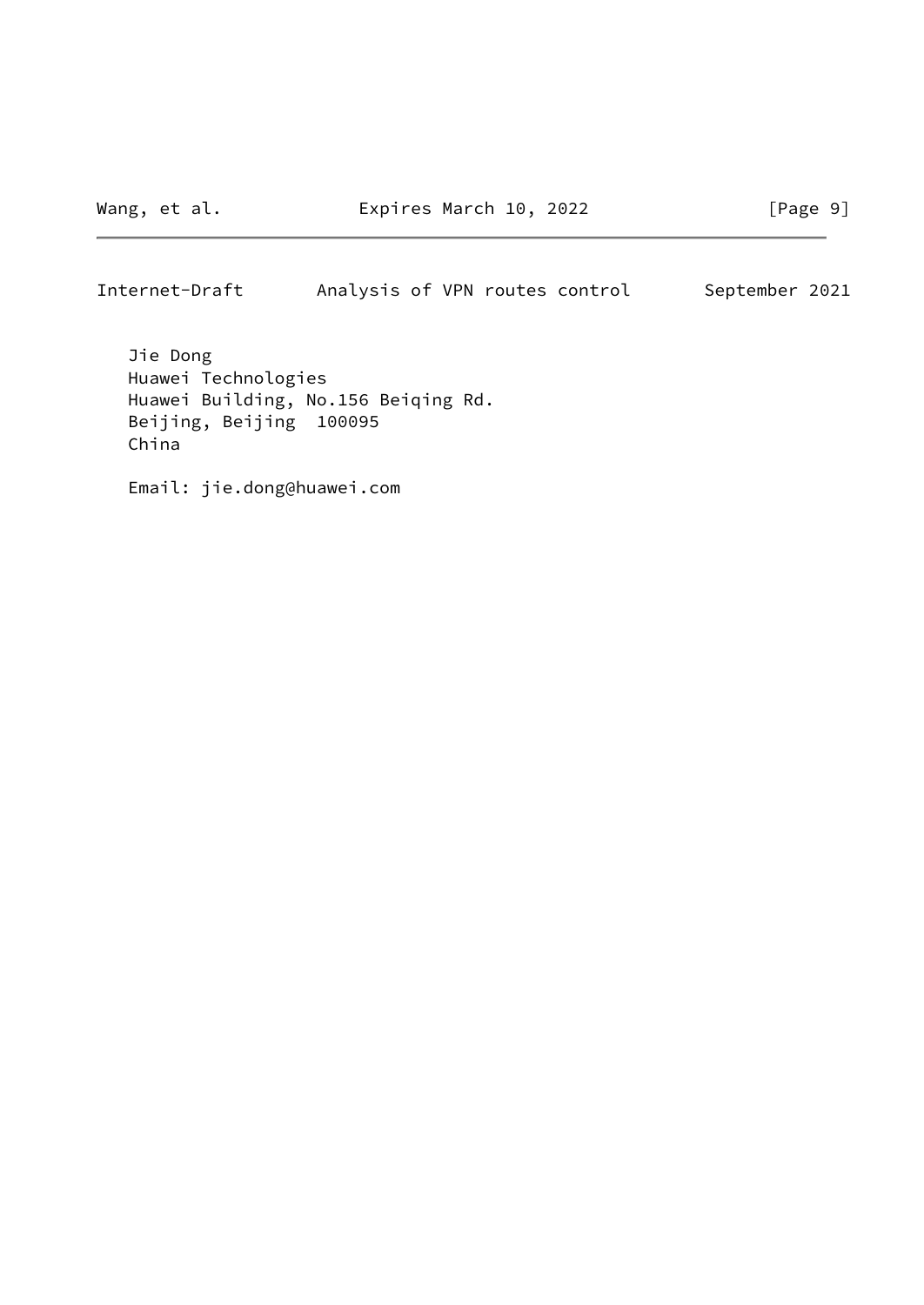Jie Dong
Huawei Technologies
Huawei Building, No.156 Beiqing Rd.
Beijing, Beijing  100095
China

Email: jie.dong@huawei.com